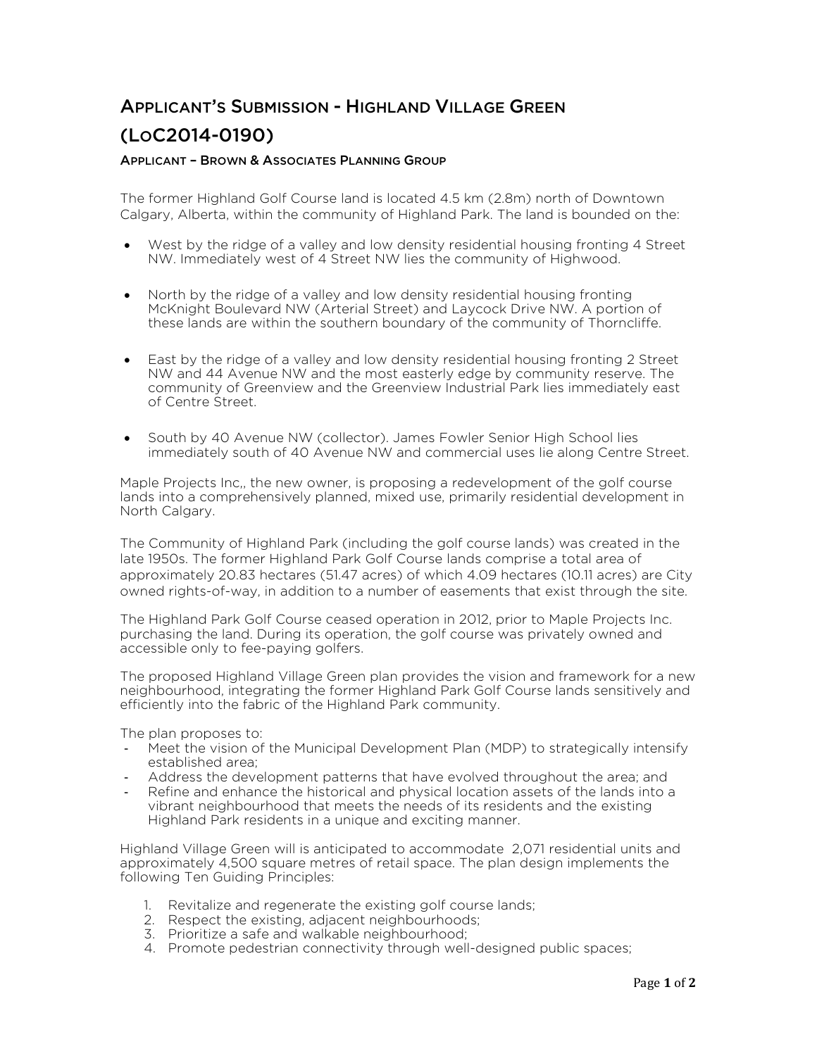# Applicant's Submission - Highland Village Green (LoC2014-0190)

### Applicant – Brown & Associates Planning Group

The former Highland Golf Course land is located 4.5 km (2.8m) north of Downtown Calgary, Alberta, within the community of Highland Park. The land is bounded on the:

- West by the ridge of a valley and low density residential housing fronting 4 Street NW. Immediately west of 4 Street NW lies the community of Highwood.
- North by the ridge of a valley and low density residential housing fronting McKnight Boulevard NW (Arterial Street) and Laycock Drive NW. A portion of these lands are within the southern boundary of the community of Thorncliffe.
- East by the ridge of a valley and low density residential housing fronting 2 Street NW and 44 Avenue NW and the most easterly edge by community reserve. The community of Greenview and the Greenview Industrial Park lies immediately east of Centre Street.
- South by 40 Avenue NW (collector). James Fowler Senior High School lies immediately south of 40 Avenue NW and commercial uses lie along Centre Street.

Maple Projects Inc,, the new owner, is proposing a redevelopment of the golf course lands into a comprehensively planned, mixed use, primarily residential development in North Calgary.

The Community of Highland Park (including the golf course lands) was created in the late 1950s. The former Highland Park Golf Course lands comprise a total area of approximately 20.83 hectares (51.47 acres) of which 4.09 hectares (10.11 acres) are City owned rights-of-way, in addition to a number of easements that exist through the site.

The Highland Park Golf Course ceased operation in 2012, prior to Maple Projects Inc. purchasing the land. During its operation, the golf course was privately owned and accessible only to fee-paying golfers.

The proposed Highland Village Green plan provides the vision and framework for a new neighbourhood, integrating the former Highland Park Golf Course lands sensitively and efficiently into the fabric of the Highland Park community.

The plan proposes to:

- Meet the vision of the Municipal Development Plan (MDP) to strategically intensify established area;
- Address the development patterns that have evolved throughout the area; and
- Refine and enhance the historical and physical location assets of the lands into a vibrant neighbourhood that meets the needs of its residents and the existing Highland Park residents in a unique and exciting manner.

Highland Village Green will is anticipated to accommodate 2,071 residential units and approximately 4,500 square metres of retail space. The plan design implements the following Ten Guiding Principles:

1. Revitalize and regenerate the existing golf course lands;
2. Respect the existing, adjacent neighbourhoods;
3. Prioritize a safe and walkable neighbourhood;
4. Promote pedestrian connectivity through well-designed public spaces;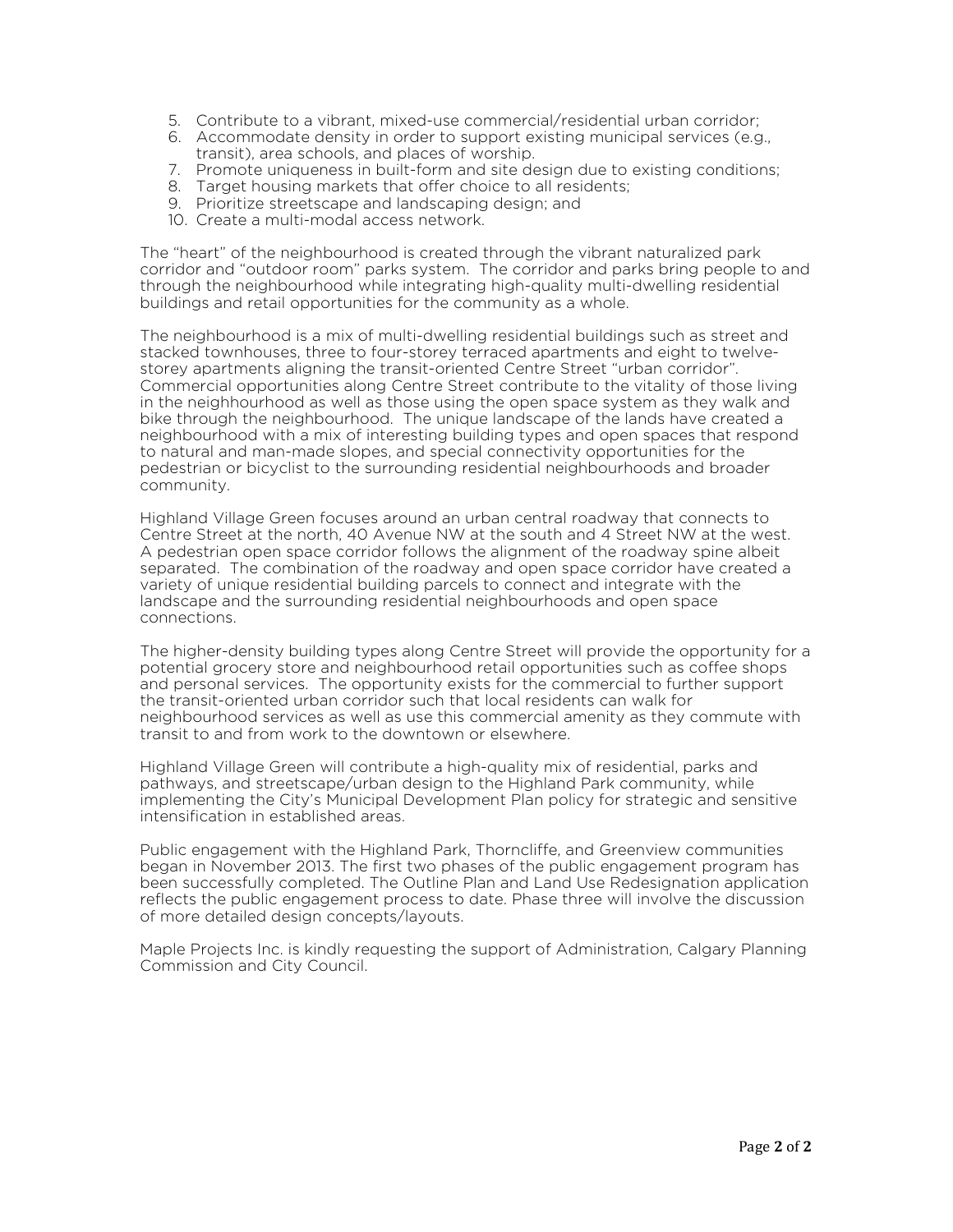5. Contribute to a vibrant, mixed-use commercial/residential urban corridor;
6. Accommodate density in order to support existing municipal services (e.g., transit), area schools, and places of worship.
7. Promote uniqueness in built-form and site design due to existing conditions;
8. Target housing markets that offer choice to all residents;
9. Prioritize streetscape and landscaping design; and
10. Create a multi-modal access network.

The "heart" of the neighbourhood is created through the vibrant naturalized park corridor and "outdoor room" parks system. The corridor and parks bring people to and through the neighbourhood while integrating high-quality multi-dwelling residential buildings and retail opportunities for the community as a whole.

The neighbourhood is a mix of multi-dwelling residential buildings such as street and stacked townhouses, three to four-storey terraced apartments and eight to twelve-storey apartments aligning the transit-oriented Centre Street "urban corridor". Commercial opportunities along Centre Street contribute to the vitality of those living in the neighhourhood as well as those using the open space system as they walk and bike through the neighbourhood. The unique landscape of the lands have created a neighbourhood with a mix of interesting building types and open spaces that respond to natural and man-made slopes, and special connectivity opportunities for the pedestrian or bicyclist to the surrounding residential neighbourhoods and broader community.

Highland Village Green focuses around an urban central roadway that connects to Centre Street at the north, 40 Avenue NW at the south and 4 Street NW at the west. A pedestrian open space corridor follows the alignment of the roadway spine albeit separated. The combination of the roadway and open space corridor have created a variety of unique residential building parcels to connect and integrate with the landscape and the surrounding residential neighbourhoods and open space connections.

The higher-density building types along Centre Street will provide the opportunity for a potential grocery store and neighbourhood retail opportunities such as coffee shops and personal services. The opportunity exists for the commercial to further support the transit-oriented urban corridor such that local residents can walk for neighbourhood services as well as use this commercial amenity as they commute with transit to and from work to the downtown or elsewhere.

Highland Village Green will contribute a high-quality mix of residential, parks and pathways, and streetscape/urban design to the Highland Park community, while implementing the City's Municipal Development Plan policy for strategic and sensitive intensification in established areas.

Public engagement with the Highland Park, Thorncliffe, and Greenview communities began in November 2013. The first two phases of the public engagement program has been successfully completed. The Outline Plan and Land Use Redesignation application reflects the public engagement process to date. Phase three will involve the discussion of more detailed design concepts/layouts.

Maple Projects Inc. is kindly requesting the support of Administration, Calgary Planning Commission and City Council.